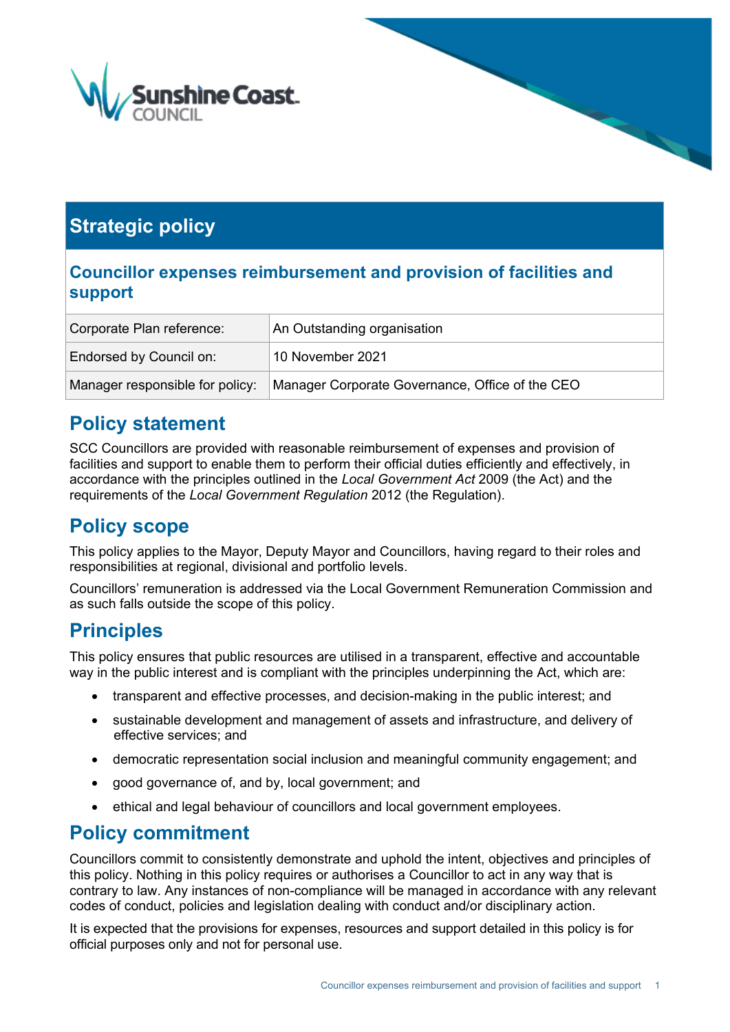# Strategic policy

## Councillor expenses reimbursement and provision of facilities and support

| Corporate Plan reference: | An Outstanding organisation |
| --- | --- |
| Endorsed by Council on: | 10 November 2021 |
| Manager responsible for policy: | Manager Corporate Governance, Office of the CEO |

## Policy statement

SCC Councillors are provided with reasonable reimbursement of expenses and provision of facilities and support to enable them to perform their official duties efficiently and effectively, in accordance with the principles outlined in the *Local Government Act* 2009 (the Act) and the requirements of the *Local Government Regulation* 2012 (the Regulation).

## Policy scope

This policy applies to the Mayor, Deputy Mayor and Councillors, having regard to their roles and responsibilities at regional, divisional and portfolio levels.

Councillors' remuneration is addressed via the Local Government Remuneration Commission and as such falls outside the scope of this policy.

## Principles

This policy ensures that public resources are utilised in a transparent, effective and accountable way in the public interest and is compliant with the principles underpinning the Act, which are:

- transparent and effective processes, and decision-making in the public interest; and
- sustainable development and management of assets and infrastructure, and delivery of effective services; and
- democratic representation social inclusion and meaningful community engagement; and
- good governance of, and by, local government; and
- ethical and legal behaviour of councillors and local government employees.

## Policy commitment

Councillors commit to consistently demonstrate and uphold the intent, objectives and principles of this policy. Nothing in this policy requires or authorises a Councillor to act in any way that is contrary to law. Any instances of non-compliance will be managed in accordance with any relevant codes of conduct, policies and legislation dealing with conduct and/or disciplinary action.

It is expected that the provisions for expenses, resources and support detailed in this policy is for official purposes only and not for personal use.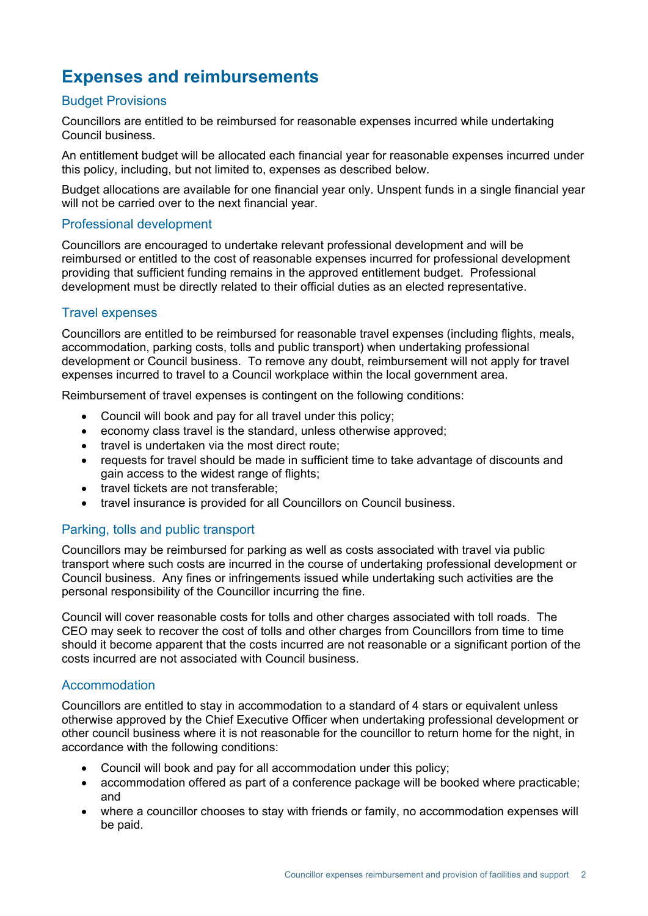# Expenses and reimbursements

## Budget Provisions

Councillors are entitled to be reimbursed for reasonable expenses incurred while undertaking Council business.

An entitlement budget will be allocated each financial year for reasonable expenses incurred under this policy, including, but not limited to, expenses as described below.

Budget allocations are available for one financial year only. Unspent funds in a single financial year will not be carried over to the next financial year.

## Professional development

Councillors are encouraged to undertake relevant professional development and will be reimbursed or entitled to the cost of reasonable expenses incurred for professional development providing that sufficient funding remains in the approved entitlement budget. Professional development must be directly related to their official duties as an elected representative.

## Travel expenses

Councillors are entitled to be reimbursed for reasonable travel expenses (including flights, meals, accommodation, parking costs, tolls and public transport) when undertaking professional development or Council business. To remove any doubt, reimbursement will not apply for travel expenses incurred to travel to a Council workplace within the local government area.

Reimbursement of travel expenses is contingent on the following conditions:

- Council will book and pay for all travel under this policy;
- economy class travel is the standard, unless otherwise approved;
- travel is undertaken via the most direct route;
- requests for travel should be made in sufficient time to take advantage of discounts and gain access to the widest range of flights;
- travel tickets are not transferable;
- travel insurance is provided for all Councillors on Council business.

## Parking, tolls and public transport

Councillors may be reimbursed for parking as well as costs associated with travel via public transport where such costs are incurred in the course of undertaking professional development or Council business. Any fines or infringements issued while undertaking such activities are the personal responsibility of the Councillor incurring the fine.

Council will cover reasonable costs for tolls and other charges associated with toll roads. The CEO may seek to recover the cost of tolls and other charges from Councillors from time to time should it become apparent that the costs incurred are not reasonable or a significant portion of the costs incurred are not associated with Council business.

## Accommodation

Councillors are entitled to stay in accommodation to a standard of 4 stars or equivalent unless otherwise approved by the Chief Executive Officer when undertaking professional development or other council business where it is not reasonable for the councillor to return home for the night, in accordance with the following conditions:

- Council will book and pay for all accommodation under this policy;
- accommodation offered as part of a conference package will be booked where practicable; and
- where a councillor chooses to stay with friends or family, no accommodation expenses will be paid.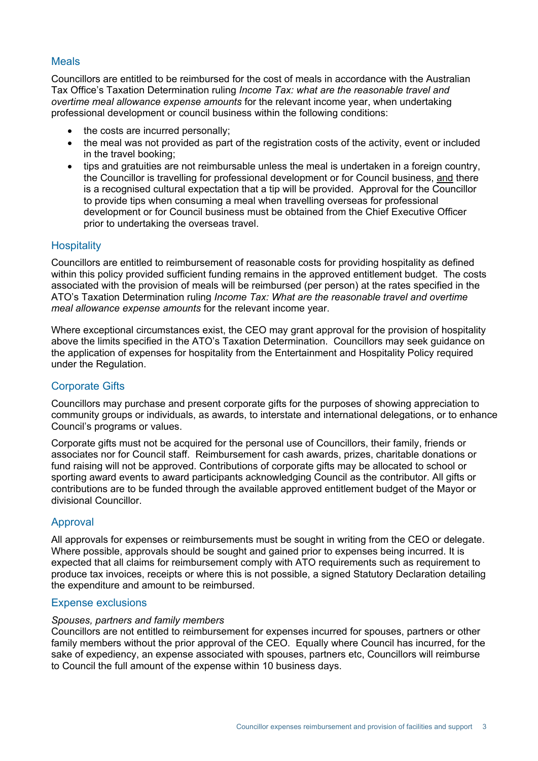## Meals

Councillors are entitled to be reimbursed for the cost of meals in accordance with the Australian Tax Office's Taxation Determination ruling *Income Tax: what are the reasonable travel and overtime meal allowance expense amounts* for the relevant income year, when undertaking professional development or council business within the following conditions:

- the costs are incurred personally;
- the meal was not provided as part of the registration costs of the activity, event or included in the travel booking;
- tips and gratuities are not reimbursable unless the meal is undertaken in a foreign country, the Councillor is travelling for professional development or for Council business, and there is a recognised cultural expectation that a tip will be provided. Approval for the Councillor to provide tips when consuming a meal when travelling overseas for professional development or for Council business must be obtained from the Chief Executive Officer prior to undertaking the overseas travel.

## Hospitality

Councillors are entitled to reimbursement of reasonable costs for providing hospitality as defined within this policy provided sufficient funding remains in the approved entitlement budget. The costs associated with the provision of meals will be reimbursed (per person) at the rates specified in the ATO's Taxation Determination ruling *Income Tax: What are the reasonable travel and overtime meal allowance expense amounts* for the relevant income year.

Where exceptional circumstances exist, the CEO may grant approval for the provision of hospitality above the limits specified in the ATO's Taxation Determination. Councillors may seek guidance on the application of expenses for hospitality from the Entertainment and Hospitality Policy required under the Regulation.

## Corporate Gifts

Councillors may purchase and present corporate gifts for the purposes of showing appreciation to community groups or individuals, as awards, to interstate and international delegations, or to enhance Council's programs or values.

Corporate gifts must not be acquired for the personal use of Councillors, their family, friends or associates nor for Council staff. Reimbursement for cash awards, prizes, charitable donations or fund raising will not be approved. Contributions of corporate gifts may be allocated to school or sporting award events to award participants acknowledging Council as the contributor. All gifts or contributions are to be funded through the available approved entitlement budget of the Mayor or divisional Councillor.

## Approval

All approvals for expenses or reimbursements must be sought in writing from the CEO or delegate. Where possible, approvals should be sought and gained prior to expenses being incurred. It is expected that all claims for reimbursement comply with ATO requirements such as requirement to produce tax invoices, receipts or where this is not possible, a signed Statutory Declaration detailing the expenditure and amount to be reimbursed.

## Expense exclusions

*Spouses, partners and family members*

Councillors are not entitled to reimbursement for expenses incurred for spouses, partners or other family members without the prior approval of the CEO. Equally where Council has incurred, for the sake of expediency, an expense associated with spouses, partners etc, Councillors will reimburse to Council the full amount of the expense within 10 business days.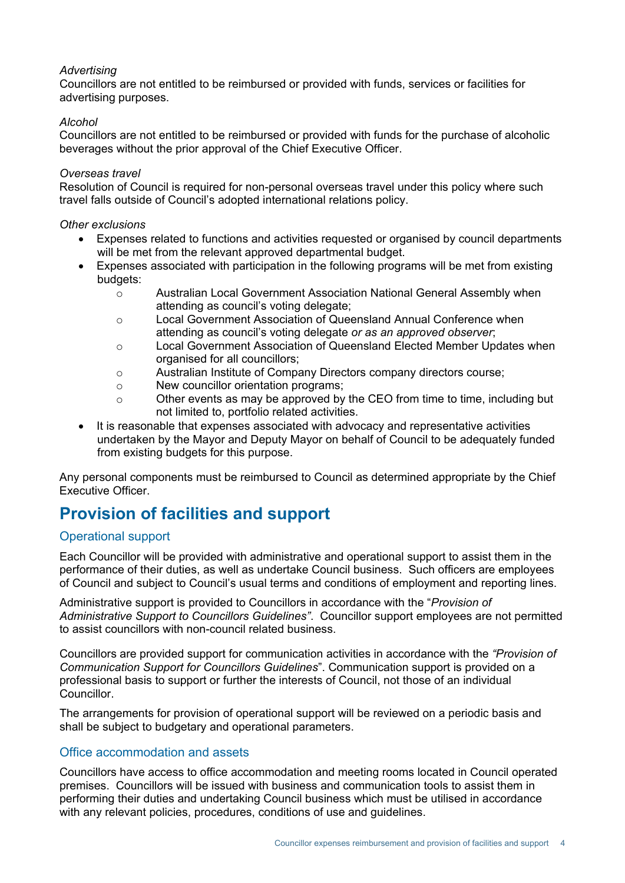*Advertising*
Councillors are not entitled to be reimbursed or provided with funds, services or facilities for advertising purposes.

*Alcohol*
Councillors are not entitled to be reimbursed or provided with funds for the purchase of alcoholic beverages without the prior approval of the Chief Executive Officer.

*Overseas travel*
Resolution of Council is required for non-personal overseas travel under this policy where such travel falls outside of Council's adopted international relations policy.

*Other exclusions*

- Expenses related to functions and activities requested or organised by council departments will be met from the relevant approved departmental budget.
- Expenses associated with participation in the following programs will be met from existing budgets:
  - Australian Local Government Association National General Assembly when attending as council's voting delegate;
  - Local Government Association of Queensland Annual Conference when attending as council's voting delegate *or as an approved observer*;
  - Local Government Association of Queensland Elected Member Updates when organised for all councillors;
  - Australian Institute of Company Directors company directors course;
  - New councillor orientation programs;
  - Other events as may be approved by the CEO from time to time, including but not limited to, portfolio related activities.
- It is reasonable that expenses associated with advocacy and representative activities undertaken by the Mayor and Deputy Mayor on behalf of Council to be adequately funded from existing budgets for this purpose.

Any personal components must be reimbursed to Council as determined appropriate by the Chief Executive Officer.

## Provision of facilities and support

### Operational support

Each Councillor will be provided with administrative and operational support to assist them in the performance of their duties, as well as undertake Council business. Such officers are employees of Council and subject to Council's usual terms and conditions of employment and reporting lines.

Administrative support is provided to Councillors in accordance with the "*Provision of Administrative Support to Councillors Guidelines"*. Councillor support employees are not permitted to assist councillors with non-council related business.

Councillors are provided support for communication activities in accordance with the *"Provision of Communication Support for Councillors Guidelines*". Communication support is provided on a professional basis to support or further the interests of Council, not those of an individual Councillor.

The arrangements for provision of operational support will be reviewed on a periodic basis and shall be subject to budgetary and operational parameters.

### Office accommodation and assets

Councillors have access to office accommodation and meeting rooms located in Council operated premises. Councillors will be issued with business and communication tools to assist them in performing their duties and undertaking Council business which must be utilised in accordance with any relevant policies, procedures, conditions of use and guidelines.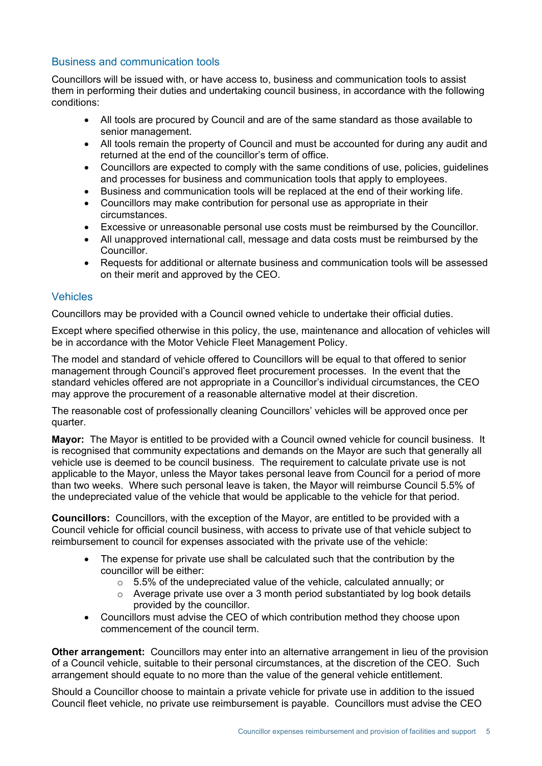## Business and communication tools

Councillors will be issued with, or have access to, business and communication tools to assist them in performing their duties and undertaking council business, in accordance with the following conditions:

- All tools are procured by Council and are of the same standard as those available to senior management.
- All tools remain the property of Council and must be accounted for during any audit and returned at the end of the councillor's term of office.
- Councillors are expected to comply with the same conditions of use, policies, guidelines and processes for business and communication tools that apply to employees.
- Business and communication tools will be replaced at the end of their working life.
- Councillors may make contribution for personal use as appropriate in their circumstances.
- Excessive or unreasonable personal use costs must be reimbursed by the Councillor.
- All unapproved international call, message and data costs must be reimbursed by the Councillor.
- Requests for additional or alternate business and communication tools will be assessed on their merit and approved by the CEO.

## Vehicles

Councillors may be provided with a Council owned vehicle to undertake their official duties.

Except where specified otherwise in this policy, the use, maintenance and allocation of vehicles will be in accordance with the Motor Vehicle Fleet Management Policy.

The model and standard of vehicle offered to Councillors will be equal to that offered to senior management through Council's approved fleet procurement processes. In the event that the standard vehicles offered are not appropriate in a Councillor's individual circumstances, the CEO may approve the procurement of a reasonable alternative model at their discretion.

The reasonable cost of professionally cleaning Councillors' vehicles will be approved once per quarter.

**Mayor:** The Mayor is entitled to be provided with a Council owned vehicle for council business. It is recognised that community expectations and demands on the Mayor are such that generally all vehicle use is deemed to be council business. The requirement to calculate private use is not applicable to the Mayor, unless the Mayor takes personal leave from Council for a period of more than two weeks. Where such personal leave is taken, the Mayor will reimburse Council 5.5% of the undepreciated value of the vehicle that would be applicable to the vehicle for that period.

**Councillors:** Councillors, with the exception of the Mayor, are entitled to be provided with a Council vehicle for official council business, with access to private use of that vehicle subject to reimbursement to council for expenses associated with the private use of the vehicle:

- The expense for private use shall be calculated such that the contribution by the councillor will be either:
  - 5.5% of the undepreciated value of the vehicle, calculated annually; or
  - Average private use over a 3 month period substantiated by log book details provided by the councillor.
- Councillors must advise the CEO of which contribution method they choose upon commencement of the council term.

**Other arrangement:** Councillors may enter into an alternative arrangement in lieu of the provision of a Council vehicle, suitable to their personal circumstances, at the discretion of the CEO. Such arrangement should equate to no more than the value of the general vehicle entitlement.

Should a Councillor choose to maintain a private vehicle for private use in addition to the issued Council fleet vehicle, no private use reimbursement is payable. Councillors must advise the CEO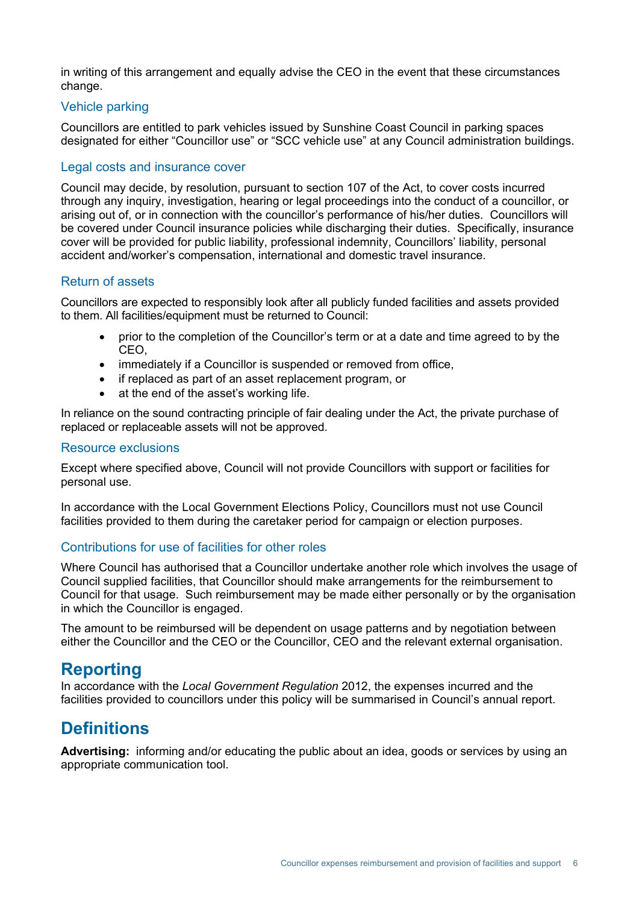in writing of this arrangement and equally advise the CEO in the event that these circumstances change.

### Vehicle parking

Councillors are entitled to park vehicles issued by Sunshine Coast Council in parking spaces designated for either "Councillor use" or "SCC vehicle use" at any Council administration buildings.

### Legal costs and insurance cover

Council may decide, by resolution, pursuant to section 107 of the Act, to cover costs incurred through any inquiry, investigation, hearing or legal proceedings into the conduct of a councillor, or arising out of, or in connection with the councillor's performance of his/her duties. Councillors will be covered under Council insurance policies while discharging their duties. Specifically, insurance cover will be provided for public liability, professional indemnity, Councillors' liability, personal accident and/worker's compensation, international and domestic travel insurance.

### Return of assets

Councillors are expected to responsibly look after all publicly funded facilities and assets provided to them. All facilities/equipment must be returned to Council:

- prior to the completion of the Councillor's term or at a date and time agreed to by the CEO,
- immediately if a Councillor is suspended or removed from office,
- if replaced as part of an asset replacement program, or
- at the end of the asset's working life.

In reliance on the sound contracting principle of fair dealing under the Act, the private purchase of replaced or replaceable assets will not be approved.

### Resource exclusions

Except where specified above, Council will not provide Councillors with support or facilities for personal use.

In accordance with the Local Government Elections Policy, Councillors must not use Council facilities provided to them during the caretaker period for campaign or election purposes.

### Contributions for use of facilities for other roles

Where Council has authorised that a Councillor undertake another role which involves the usage of Council supplied facilities, that Councillor should make arrangements for the reimbursement to Council for that usage. Such reimbursement may be made either personally or by the organisation in which the Councillor is engaged.

The amount to be reimbursed will be dependent on usage patterns and by negotiation between either the Councillor and the CEO or the Councillor, CEO and the relevant external organisation.

## Reporting

In accordance with the *Local Government Regulation* 2012, the expenses incurred and the facilities provided to councillors under this policy will be summarised in Council's annual report.

## Definitions

**Advertising:** informing and/or educating the public about an idea, goods or services by using an appropriate communication tool.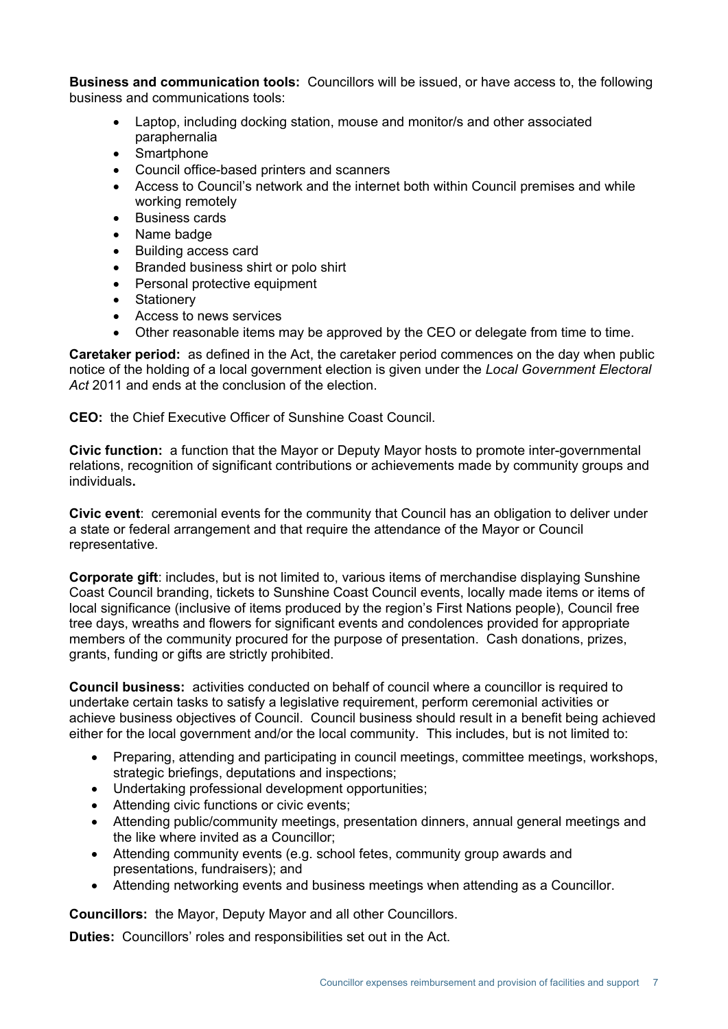**Business and communication tools:** Councillors will be issued, or have access to, the following business and communications tools:

- Laptop, including docking station, mouse and monitor/s and other associated paraphernalia
- Smartphone
- Council office-based printers and scanners
- Access to Council's network and the internet both within Council premises and while working remotely
- Business cards
- Name badge
- Building access card
- Branded business shirt or polo shirt
- Personal protective equipment
- Stationery
- Access to news services
- Other reasonable items may be approved by the CEO or delegate from time to time.

**Caretaker period:** as defined in the Act, the caretaker period commences on the day when public notice of the holding of a local government election is given under the *Local Government Electoral Act* 2011 and ends at the conclusion of the election.

**CEO:** the Chief Executive Officer of Sunshine Coast Council.

**Civic function:** a function that the Mayor or Deputy Mayor hosts to promote inter-governmental relations, recognition of significant contributions or achievements made by community groups and individuals**.**

**Civic event**: ceremonial events for the community that Council has an obligation to deliver under a state or federal arrangement and that require the attendance of the Mayor or Council representative.

**Corporate gift**: includes, but is not limited to, various items of merchandise displaying Sunshine Coast Council branding, tickets to Sunshine Coast Council events, locally made items or items of local significance (inclusive of items produced by the region's First Nations people), Council free tree days, wreaths and flowers for significant events and condolences provided for appropriate members of the community procured for the purpose of presentation. Cash donations, prizes, grants, funding or gifts are strictly prohibited.

**Council business:** activities conducted on behalf of council where a councillor is required to undertake certain tasks to satisfy a legislative requirement, perform ceremonial activities or achieve business objectives of Council. Council business should result in a benefit being achieved either for the local government and/or the local community. This includes, but is not limited to:

- Preparing, attending and participating in council meetings, committee meetings, workshops, strategic briefings, deputations and inspections;
- Undertaking professional development opportunities;
- Attending civic functions or civic events;
- Attending public/community meetings, presentation dinners, annual general meetings and the like where invited as a Councillor;
- Attending community events (e.g. school fetes, community group awards and presentations, fundraisers); and
- Attending networking events and business meetings when attending as a Councillor.

**Councillors:** the Mayor, Deputy Mayor and all other Councillors.

**Duties:** Councillors' roles and responsibilities set out in the Act.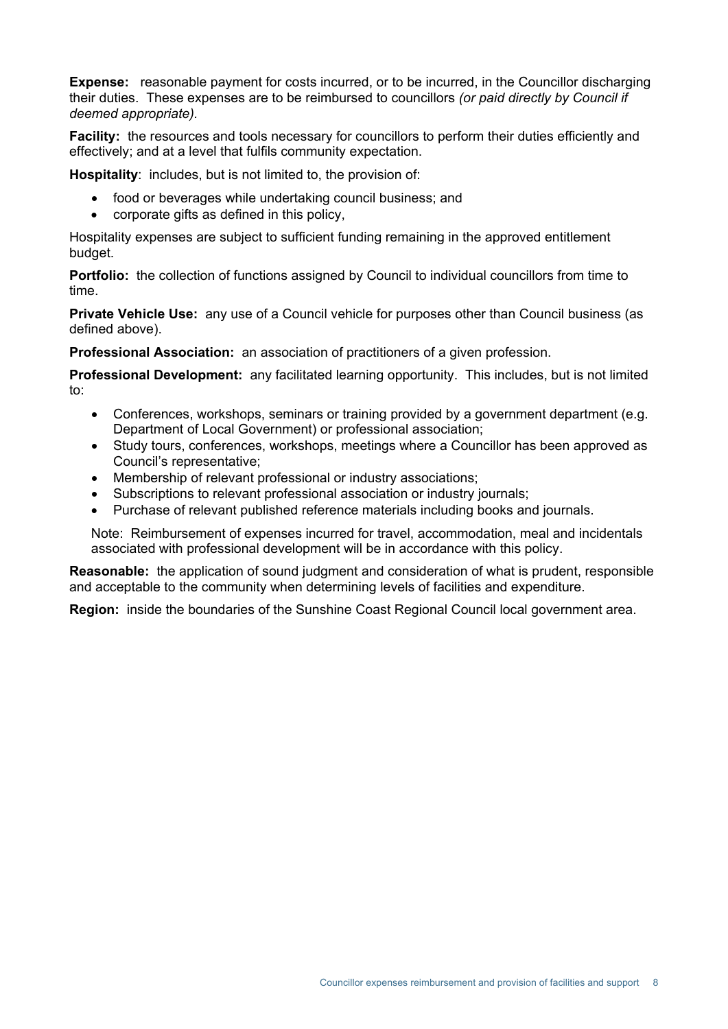**Expense:** reasonable payment for costs incurred, or to be incurred, in the Councillor discharging their duties. These expenses are to be reimbursed to councillors *(or paid directly by Council if deemed appropriate).*

**Facility:** the resources and tools necessary for councillors to perform their duties efficiently and effectively; and at a level that fulfils community expectation.

**Hospitality**: includes, but is not limited to, the provision of:

- food or beverages while undertaking council business; and
- corporate gifts as defined in this policy,

Hospitality expenses are subject to sufficient funding remaining in the approved entitlement budget.

**Portfolio:** the collection of functions assigned by Council to individual councillors from time to time.

**Private Vehicle Use:** any use of a Council vehicle for purposes other than Council business (as defined above).

**Professional Association:** an association of practitioners of a given profession.

**Professional Development:** any facilitated learning opportunity. This includes, but is not limited to:

- Conferences, workshops, seminars or training provided by a government department (e.g. Department of Local Government) or professional association;
- Study tours, conferences, workshops, meetings where a Councillor has been approved as Council's representative;
- Membership of relevant professional or industry associations;
- Subscriptions to relevant professional association or industry journals;
- Purchase of relevant published reference materials including books and journals.

Note: Reimbursement of expenses incurred for travel, accommodation, meal and incidentals associated with professional development will be in accordance with this policy.

**Reasonable:** the application of sound judgment and consideration of what is prudent, responsible and acceptable to the community when determining levels of facilities and expenditure.

**Region:** inside the boundaries of the Sunshine Coast Regional Council local government area.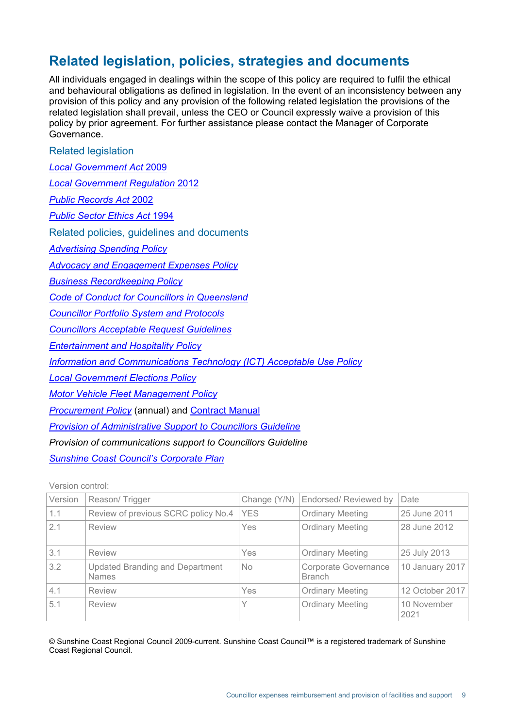## Related legislation, policies, strategies and documents

All individuals engaged in dealings within the scope of this policy are required to fulfil the ethical and behavioural obligations as defined in legislation. In the event of an inconsistency between any provision of this policy and any provision of the following related legislation the provisions of the related legislation shall prevail, unless the CEO or Council expressly waive a provision of this policy by prior agreement. For further assistance please contact the Manager of Corporate Governance.

### Related legislation

*Local Government Act* 2009

*Local Government Regulation* 2012

*Public Records Act* 2002

*Public Sector Ethics Act* 1994

### Related policies, guidelines and documents

*Advertising Spending Policy*

*Advocacy and Engagement Expenses Policy*

*Business Recordkeeping Policy*

*Code of Conduct for Councillors in Queensland*

*Councillor Portfolio System and Protocols*

*Councillors Acceptable Request Guidelines*

*Entertainment and Hospitality Policy*

*Information and Communications Technology (ICT) Acceptable Use Policy*

*Local Government Elections Policy*

*Motor Vehicle Fleet Management Policy*

*Procurement Policy* (annual) and Contract Manual

*Provision of Administrative Support to Councillors Guideline*

*Provision of communications support to Councillors Guideline*

*Sunshine Coast Council's Corporate Plan*

Version control:

| Version | Reason/ Trigger | Change (Y/N) | Endorsed/ Reviewed by | Date |
|---|---|---|---|---|
| 1.1 | Review of previous SCRC policy No.4 | YES | Ordinary Meeting | 25 June 2011 |
| 2.1 | Review | Yes | Ordinary Meeting | 28 June 2012 |
| 3.1 | Review | Yes | Ordinary Meeting | 25 July 2013 |
| 3.2 | Updated Branding and Department Names | No | Corporate Governance Branch | 10 January 2017 |
| 4.1 | Review | Yes | Ordinary Meeting | 12 October 2017 |
| 5.1 | Review | Y | Ordinary Meeting | 10 November 2021 |

© Sunshine Coast Regional Council 2009-current. Sunshine Coast Council™ is a registered trademark of Sunshine Coast Regional Council.